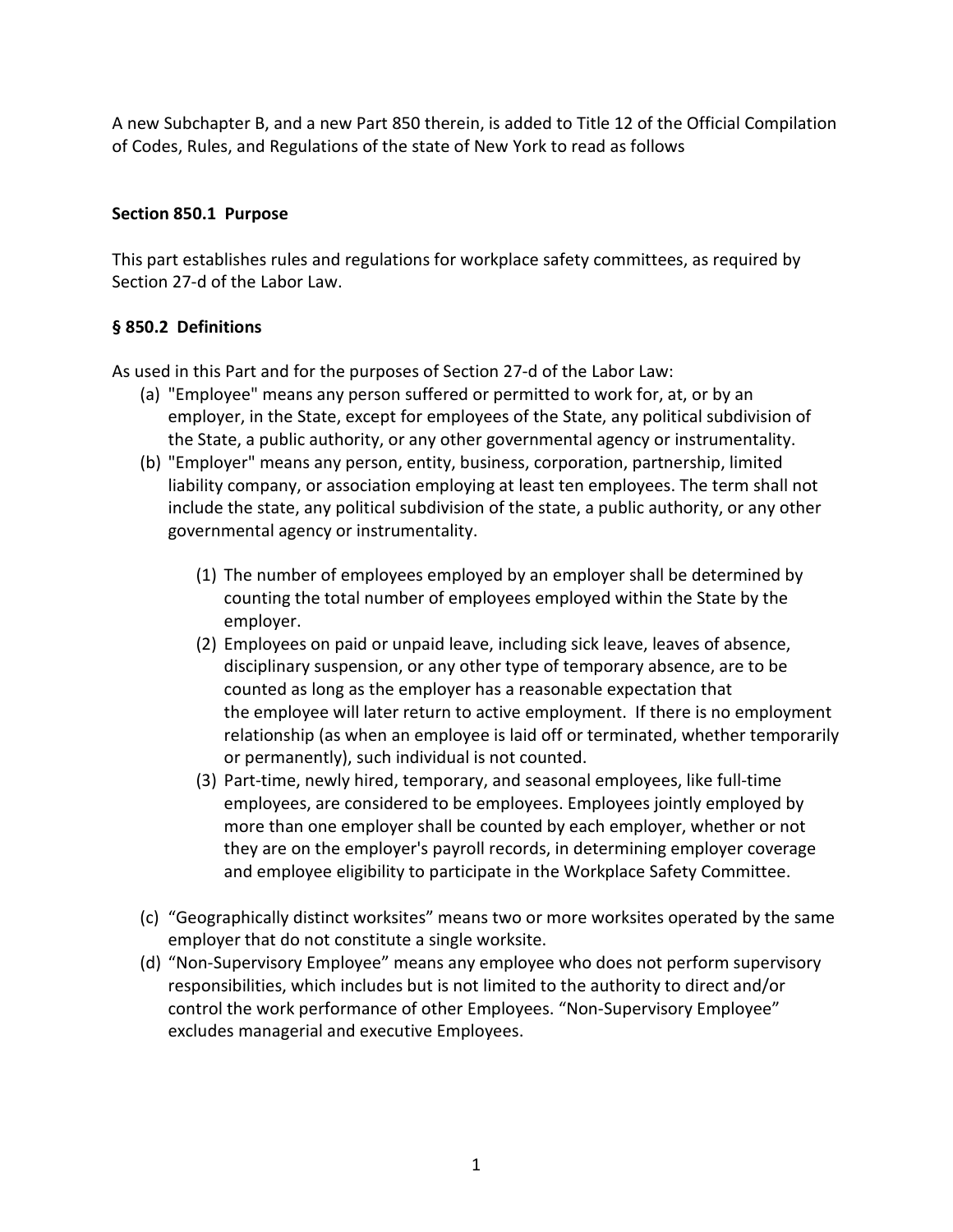A new Subchapter B, and a new Part 850 therein, is added to Title 12 of the Official Compilation of Codes, Rules, and Regulations of the state of New York to read as follows

**Section 850.1 Purpose**

This part establishes rules and regulations for workplace safety committees, as required by Section 27-d of the Labor Law.

**§ 850.2 Definitions**

As used in this Part and for the purposes of Section 27-d of the Labor Law:

(a) "Employee" means any person suffered or permitted to work for, at, or by an employer, in the State, except for employees of the State, any political subdivision of the State, a public authority, or any other governmental agency or instrumentality.

(b) "Employer" means any person, entity, business, corporation, partnership, limited liability company, or association employing at least ten employees. The term shall not include the state, any political subdivision of the state, a public authority, or any other governmental agency or instrumentality.

  (1) The number of employees employed by an employer shall be determined by counting the total number of employees employed within the State by the employer.

  (2) Employees on paid or unpaid leave, including sick leave, leaves of absence, disciplinary suspension, or any other type of temporary absence, are to be counted as long as the employer has a reasonable expectation that the employee will later return to active employment. If there is no employment relationship (as when an employee is laid off or terminated, whether temporarily or permanently), such individual is not counted.

  (3) Part-time, newly hired, temporary, and seasonal employees, like full-time employees, are considered to be employees. Employees jointly employed by more than one employer shall be counted by each employer, whether or not they are on the employer's payroll records, in determining employer coverage and employee eligibility to participate in the Workplace Safety Committee.

(c) "Geographically distinct worksites" means two or more worksites operated by the same employer that do not constitute a single worksite.

(d) "Non-Supervisory Employee" means any employee who does not perform supervisory responsibilities, which includes but is not limited to the authority to direct and/or control the work performance of other Employees. "Non-Supervisory Employee" excludes managerial and executive Employees.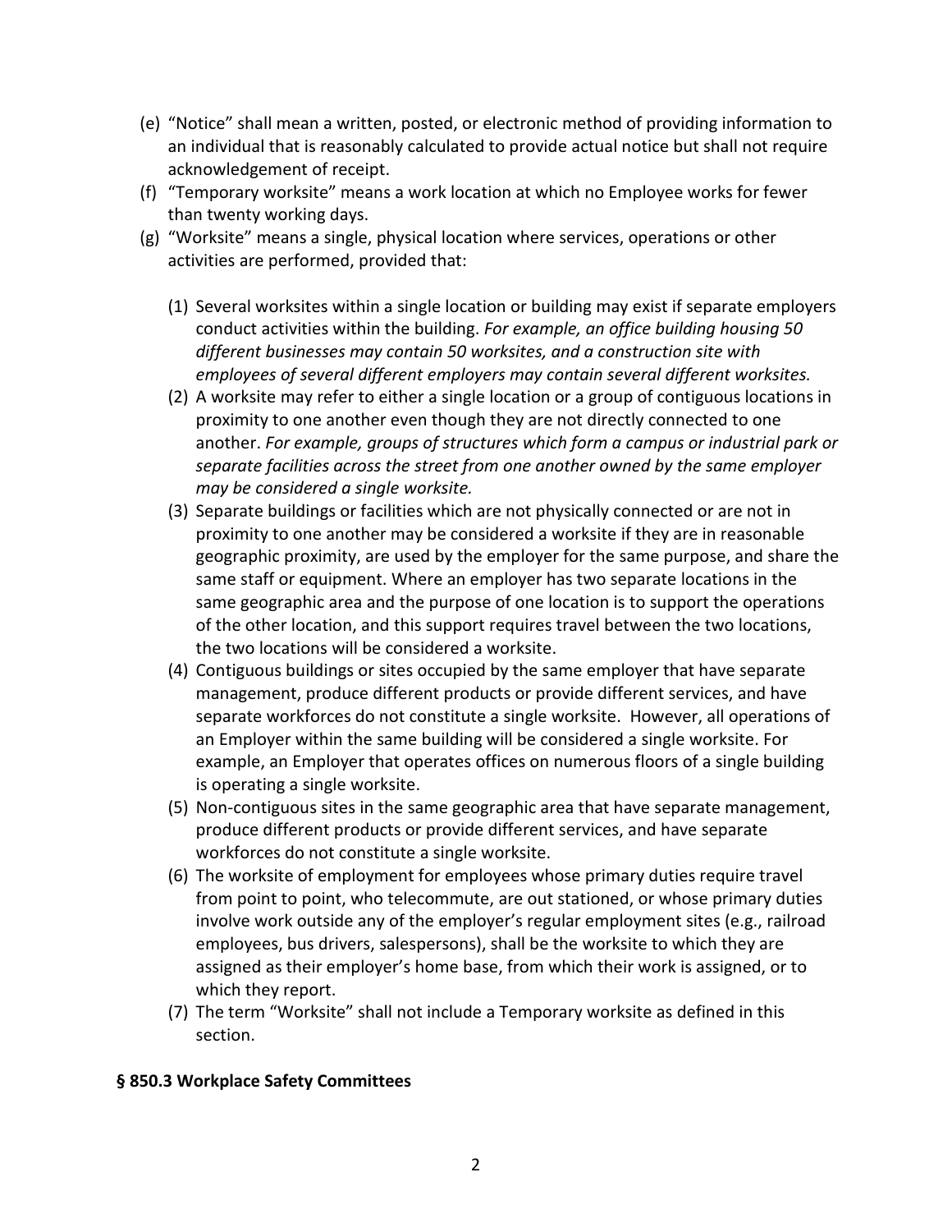(e) "Notice" shall mean a written, posted, or electronic method of providing information to an individual that is reasonably calculated to provide actual notice but shall not require acknowledgement of receipt.

(f) "Temporary worksite" means a work location at which no Employee works for fewer than twenty working days.

(g) "Worksite" means a single, physical location where services, operations or other activities are performed, provided that:

   (1) Several worksites within a single location or building may exist if separate employers conduct activities within the building. *For example, an office building housing 50 different businesses may contain 50 worksites, and a construction site with employees of several different employers may contain several different worksites.*

   (2) A worksite may refer to either a single location or a group of contiguous locations in proximity to one another even though they are not directly connected to one another. *For example, groups of structures which form a campus or industrial park or separate facilities across the street from one another owned by the same employer may be considered a single worksite.*

   (3) Separate buildings or facilities which are not physically connected or are not in proximity to one another may be considered a worksite if they are in reasonable geographic proximity, are used by the employer for the same purpose, and share the same staff or equipment. Where an employer has two separate locations in the same geographic area and the purpose of one location is to support the operations of the other location, and this support requires travel between the two locations, the two locations will be considered a worksite.

   (4) Contiguous buildings or sites occupied by the same employer that have separate management, produce different products or provide different services, and have separate workforces do not constitute a single worksite. However, all operations of an Employer within the same building will be considered a single worksite. For example, an Employer that operates offices on numerous floors of a single building is operating a single worksite.

   (5) Non-contiguous sites in the same geographic area that have separate management, produce different products or provide different services, and have separate workforces do not constitute a single worksite.

   (6) The worksite of employment for employees whose primary duties require travel from point to point, who telecommute, are out stationed, or whose primary duties involve work outside any of the employer's regular employment sites (e.g., railroad employees, bus drivers, salespersons), shall be the worksite to which they are assigned as their employer's home base, from which their work is assigned, or to which they report.

   (7) The term "Worksite" shall not include a Temporary worksite as defined in this section.

**§ 850.3 Workplace Safety Committees**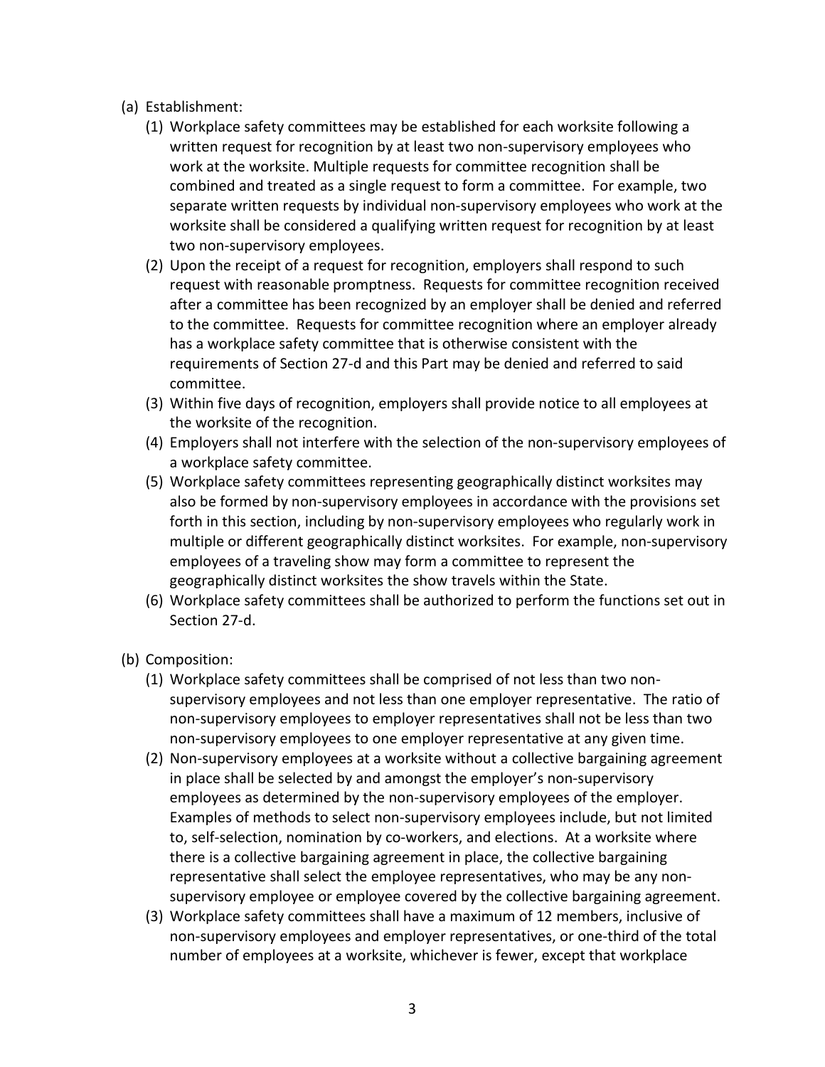(a) Establishment:

   (1) Workplace safety committees may be established for each worksite following a written request for recognition by at least two non-supervisory employees who work at the worksite. Multiple requests for committee recognition shall be combined and treated as a single request to form a committee. For example, two separate written requests by individual non-supervisory employees who work at the worksite shall be considered a qualifying written request for recognition by at least two non-supervisory employees.

   (2) Upon the receipt of a request for recognition, employers shall respond to such request with reasonable promptness. Requests for committee recognition received after a committee has been recognized by an employer shall be denied and referred to the committee. Requests for committee recognition where an employer already has a workplace safety committee that is otherwise consistent with the requirements of Section 27-d and this Part may be denied and referred to said committee.

   (3) Within five days of recognition, employers shall provide notice to all employees at the worksite of the recognition.

   (4) Employers shall not interfere with the selection of the non-supervisory employees of a workplace safety committee.

   (5) Workplace safety committees representing geographically distinct worksites may also be formed by non-supervisory employees in accordance with the provisions set forth in this section, including by non-supervisory employees who regularly work in multiple or different geographically distinct worksites. For example, non-supervisory employees of a traveling show may form a committee to represent the geographically distinct worksites the show travels within the State.

   (6) Workplace safety committees shall be authorized to perform the functions set out in Section 27-d.

(b) Composition:

   (1) Workplace safety committees shall be comprised of not less than two non-supervisory employees and not less than one employer representative. The ratio of non-supervisory employees to employer representatives shall not be less than two non-supervisory employees to one employer representative at any given time.

   (2) Non-supervisory employees at a worksite without a collective bargaining agreement in place shall be selected by and amongst the employer's non-supervisory employees as determined by the non-supervisory employees of the employer. Examples of methods to select non-supervisory employees include, but not limited to, self-selection, nomination by co-workers, and elections. At a worksite where there is a collective bargaining agreement in place, the collective bargaining representative shall select the employee representatives, who may be any non-supervisory employee or employee covered by the collective bargaining agreement.

   (3) Workplace safety committees shall have a maximum of 12 members, inclusive of non-supervisory employees and employer representatives, or one-third of the total number of employees at a worksite, whichever is fewer, except that workplace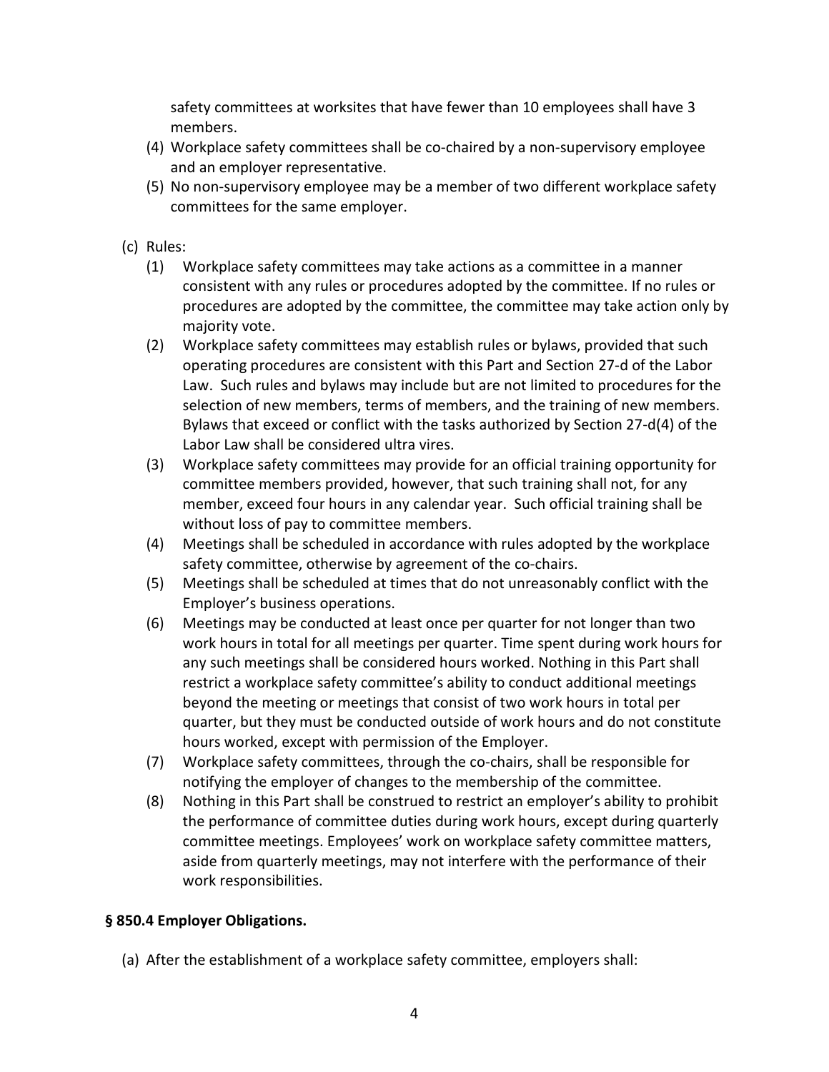safety committees at worksites that have fewer than 10 employees shall have 3 members.

(4) Workplace safety committees shall be co-chaired by a non-supervisory employee and an employer representative.

(5) No non-supervisory employee may be a member of two different workplace safety committees for the same employer.

(c) Rules:

(1) Workplace safety committees may take actions as a committee in a manner consistent with any rules or procedures adopted by the committee. If no rules or procedures are adopted by the committee, the committee may take action only by majority vote.

(2) Workplace safety committees may establish rules or bylaws, provided that such operating procedures are consistent with this Part and Section 27-d of the Labor Law. Such rules and bylaws may include but are not limited to procedures for the selection of new members, terms of members, and the training of new members. Bylaws that exceed or conflict with the tasks authorized by Section 27-d(4) of the Labor Law shall be considered ultra vires.

(3) Workplace safety committees may provide for an official training opportunity for committee members provided, however, that such training shall not, for any member, exceed four hours in any calendar year. Such official training shall be without loss of pay to committee members.

(4) Meetings shall be scheduled in accordance with rules adopted by the workplace safety committee, otherwise by agreement of the co-chairs.

(5) Meetings shall be scheduled at times that do not unreasonably conflict with the Employer's business operations.

(6) Meetings may be conducted at least once per quarter for not longer than two work hours in total for all meetings per quarter. Time spent during work hours for any such meetings shall be considered hours worked. Nothing in this Part shall restrict a workplace safety committee's ability to conduct additional meetings beyond the meeting or meetings that consist of two work hours in total per quarter, but they must be conducted outside of work hours and do not constitute hours worked, except with permission of the Employer.

(7) Workplace safety committees, through the co-chairs, shall be responsible for notifying the employer of changes to the membership of the committee.

(8) Nothing in this Part shall be construed to restrict an employer's ability to prohibit the performance of committee duties during work hours, except during quarterly committee meetings. Employees' work on workplace safety committee matters, aside from quarterly meetings, may not interfere with the performance of their work responsibilities.

**§ 850.4 Employer Obligations.**

(a) After the establishment of a workplace safety committee, employers shall: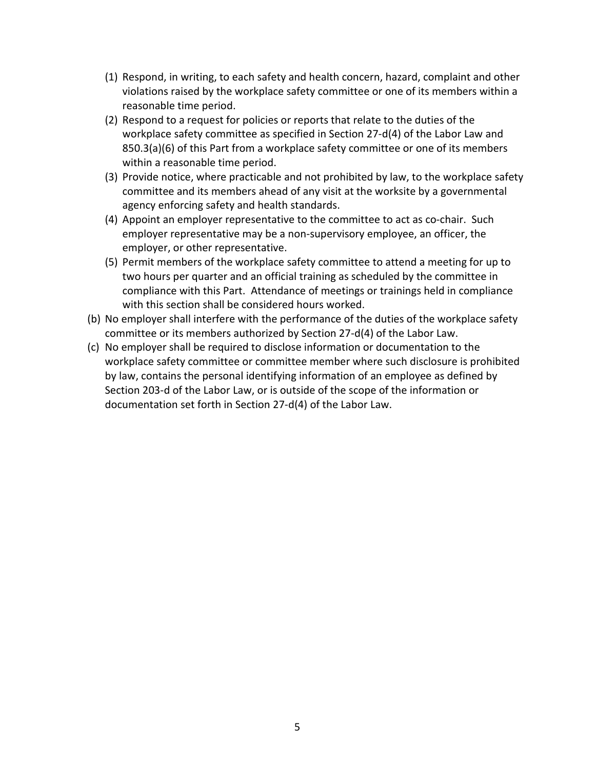(1) Respond, in writing, to each safety and health concern, hazard, complaint and other violations raised by the workplace safety committee or one of its members within a reasonable time period.

(2) Respond to a request for policies or reports that relate to the duties of the workplace safety committee as specified in Section 27-d(4) of the Labor Law and 850.3(a)(6) of this Part from a workplace safety committee or one of its members within a reasonable time period.

(3) Provide notice, where practicable and not prohibited by law, to the workplace safety committee and its members ahead of any visit at the worksite by a governmental agency enforcing safety and health standards.

(4) Appoint an employer representative to the committee to act as co-chair. Such employer representative may be a non-supervisory employee, an officer, the employer, or other representative.

(5) Permit members of the workplace safety committee to attend a meeting for up to two hours per quarter and an official training as scheduled by the committee in compliance with this Part. Attendance of meetings or trainings held in compliance with this section shall be considered hours worked.

(b) No employer shall interfere with the performance of the duties of the workplace safety committee or its members authorized by Section 27-d(4) of the Labor Law.

(c) No employer shall be required to disclose information or documentation to the workplace safety committee or committee member where such disclosure is prohibited by law, contains the personal identifying information of an employee as defined by Section 203-d of the Labor Law, or is outside of the scope of the information or documentation set forth in Section 27-d(4) of the Labor Law.